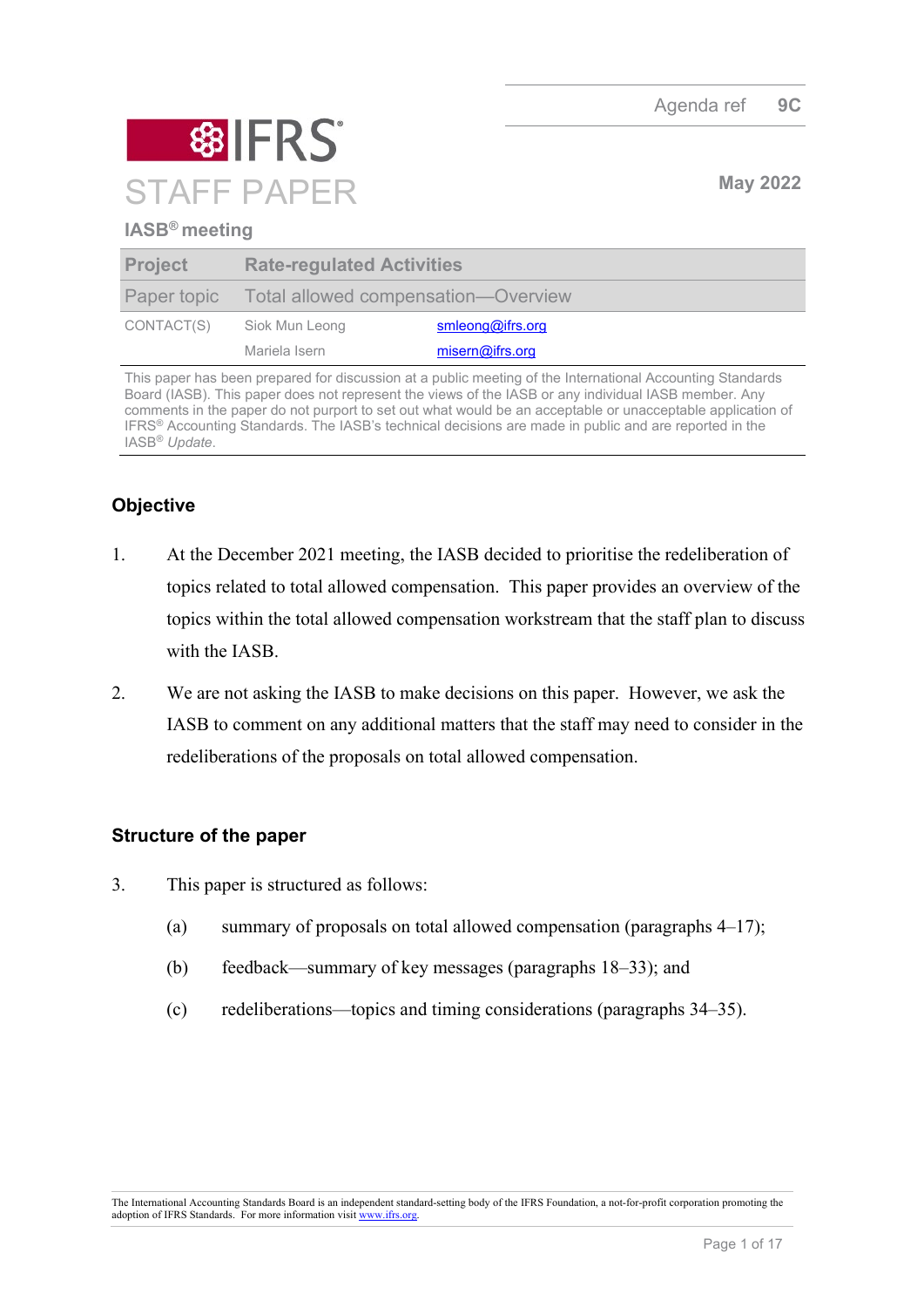Agenda ref 9C

# IFRS STAFF PAPER

May 2022

**IASB® meeting**

| Project | Rate-regulated Activities | |
|---|---|---|
| Paper topic | Total allowed compensation—Overview | |
| CONTACT(S) | Siok Mun Leong | smleong@ifrs.org |
| | Mariela Isern | misern@ifrs.org |

This paper has been prepared for discussion at a public meeting of the International Accounting Standards Board (IASB). This paper does not represent the views of the IASB or any individual IASB member. Any comments in the paper do not purport to set out what would be an acceptable or unacceptable application of IFRS® Accounting Standards. The IASB's technical decisions are made in public and are reported in the IASB® *Update*.

## Objective

1. At the December 2021 meeting, the IASB decided to prioritise the redeliberation of topics related to total allowed compensation. This paper provides an overview of the topics within the total allowed compensation workstream that the staff plan to discuss with the IASB.

2. We are not asking the IASB to make decisions on this paper. However, we ask the IASB to comment on any additional matters that the staff may need to consider in the redeliberations of the proposals on total allowed compensation.

## Structure of the paper

3. This paper is structured as follows:

   (a) summary of proposals on total allowed compensation (paragraphs 4–17);

   (b) feedback—summary of key messages (paragraphs 18–33); and

   (c) redeliberations—topics and timing considerations (paragraphs 34–35).

The International Accounting Standards Board is an independent standard-setting body of the IFRS Foundation, a not-for-profit corporation promoting the adoption of IFRS Standards. For more information visit www.ifrs.org.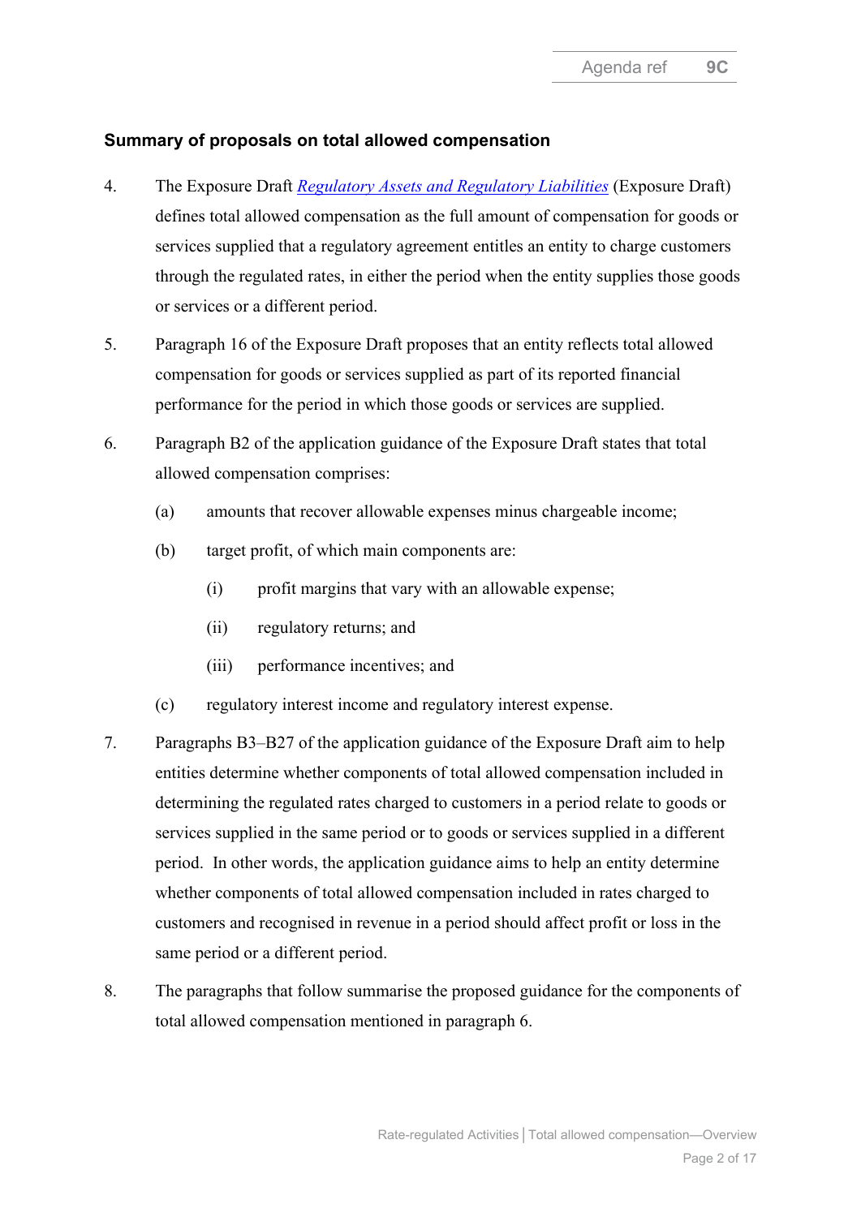### Summary of proposals on total allowed compensation

4. The Exposure Draft *Regulatory Assets and Regulatory Liabilities* (Exposure Draft) defines total allowed compensation as the full amount of compensation for goods or services supplied that a regulatory agreement entitles an entity to charge customers through the regulated rates, in either the period when the entity supplies those goods or services or a different period.

5. Paragraph 16 of the Exposure Draft proposes that an entity reflects total allowed compensation for goods or services supplied as part of its reported financial performance for the period in which those goods or services are supplied.

6. Paragraph B2 of the application guidance of the Exposure Draft states that total allowed compensation comprises:

   (a) amounts that recover allowable expenses minus chargeable income;

   (b) target profit, of which main components are:

      (i) profit margins that vary with an allowable expense;

      (ii) regulatory returns; and

      (iii) performance incentives; and

   (c) regulatory interest income and regulatory interest expense.

7. Paragraphs B3–B27 of the application guidance of the Exposure Draft aim to help entities determine whether components of total allowed compensation included in determining the regulated rates charged to customers in a period relate to goods or services supplied in the same period or to goods or services supplied in a different period. In other words, the application guidance aims to help an entity determine whether components of total allowed compensation included in rates charged to customers and recognised in revenue in a period should affect profit or loss in the same period or a different period.

8. The paragraphs that follow summarise the proposed guidance for the components of total allowed compensation mentioned in paragraph 6.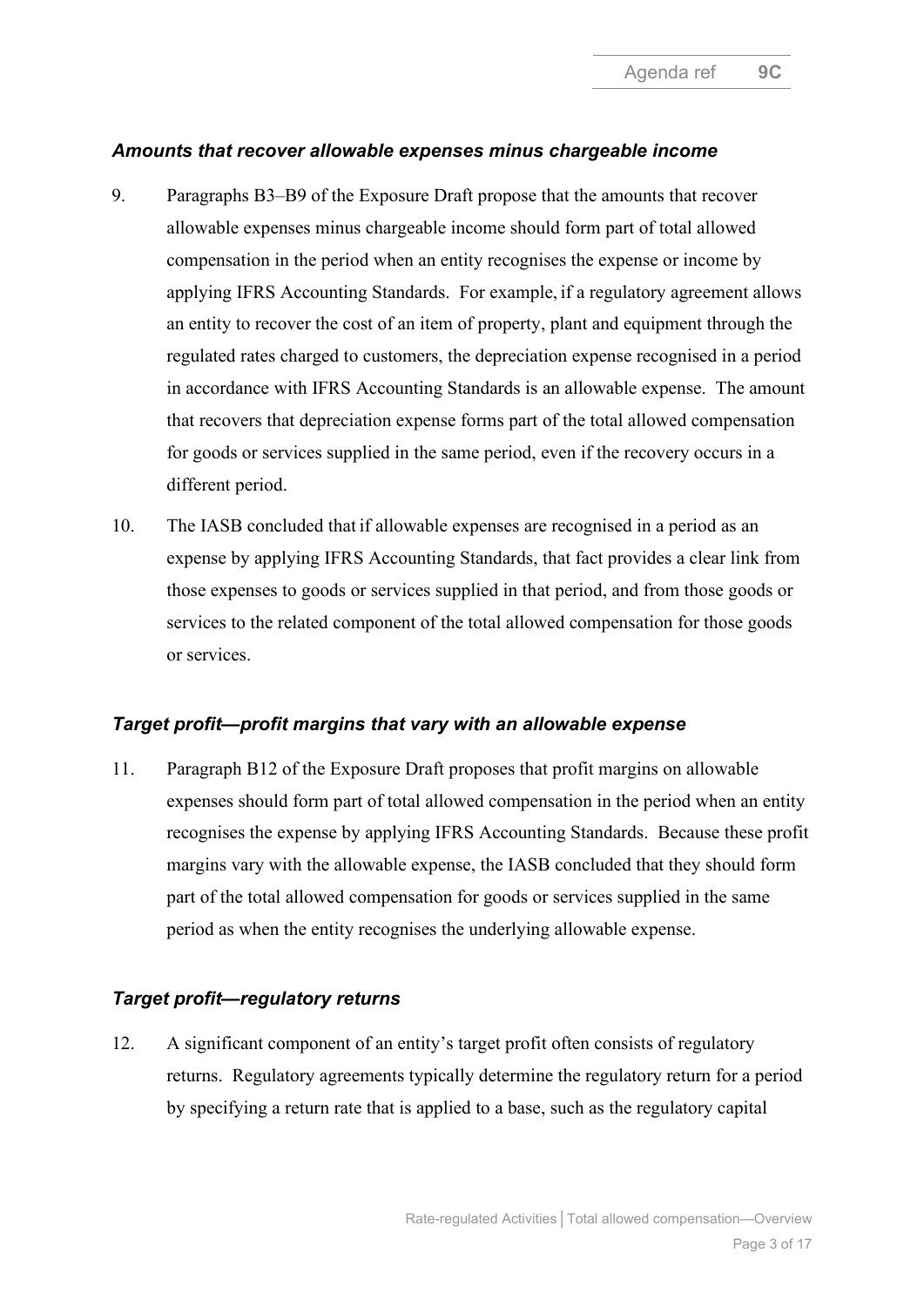### *Amounts that recover allowable expenses minus chargeable income*

9. Paragraphs B3–B9 of the Exposure Draft propose that the amounts that recover allowable expenses minus chargeable income should form part of total allowed compensation in the period when an entity recognises the expense or income by applying IFRS Accounting Standards. For example, if a regulatory agreement allows an entity to recover the cost of an item of property, plant and equipment through the regulated rates charged to customers, the depreciation expense recognised in a period in accordance with IFRS Accounting Standards is an allowable expense. The amount that recovers that depreciation expense forms part of the total allowed compensation for goods or services supplied in the same period, even if the recovery occurs in a different period.

10. The IASB concluded that if allowable expenses are recognised in a period as an expense by applying IFRS Accounting Standards, that fact provides a clear link from those expenses to goods or services supplied in that period, and from those goods or services to the related component of the total allowed compensation for those goods or services.

### *Target profit—profit margins that vary with an allowable expense*

11. Paragraph B12 of the Exposure Draft proposes that profit margins on allowable expenses should form part of total allowed compensation in the period when an entity recognises the expense by applying IFRS Accounting Standards. Because these profit margins vary with the allowable expense, the IASB concluded that they should form part of the total allowed compensation for goods or services supplied in the same period as when the entity recognises the underlying allowable expense.

### *Target profit—regulatory returns*

12. A significant component of an entity's target profit often consists of regulatory returns. Regulatory agreements typically determine the regulatory return for a period by specifying a return rate that is applied to a base, such as the regulatory capital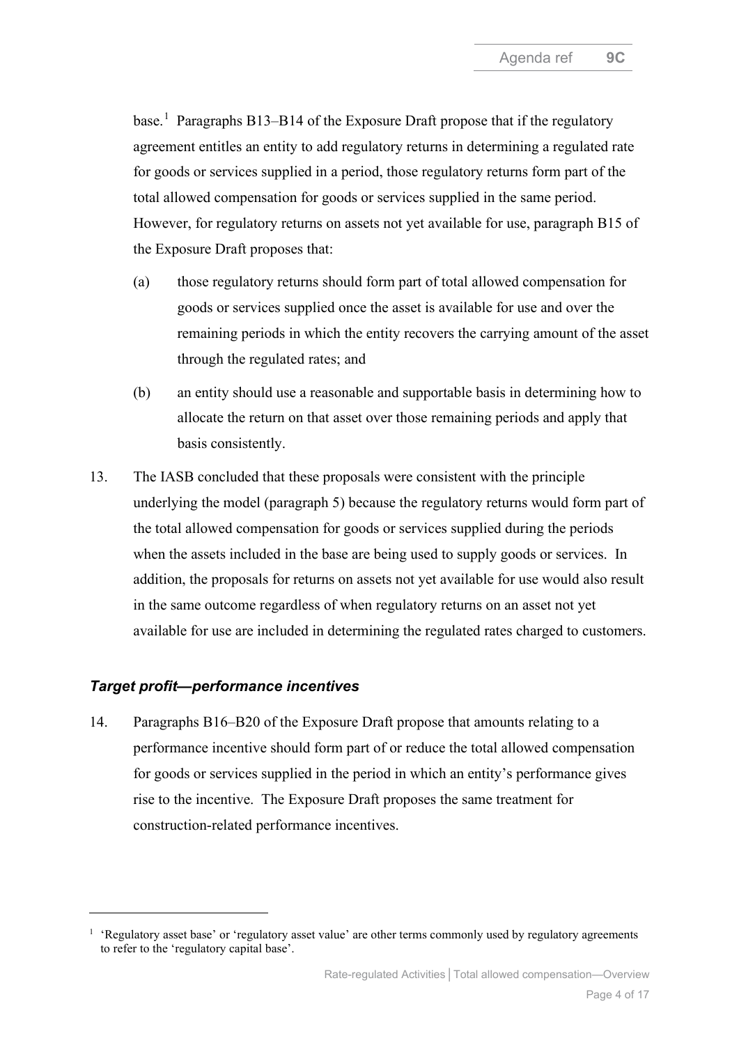base.[1] Paragraphs B13–B14 of the Exposure Draft propose that if the regulatory agreement entitles an entity to add regulatory returns in determining a regulated rate for goods or services supplied in a period, those regulatory returns form part of the total allowed compensation for goods or services supplied in the same period. However, for regulatory returns on assets not yet available for use, paragraph B15 of the Exposure Draft proposes that:

(a) those regulatory returns should form part of total allowed compensation for goods or services supplied once the asset is available for use and over the remaining periods in which the entity recovers the carrying amount of the asset through the regulated rates; and

(b) an entity should use a reasonable and supportable basis in determining how to allocate the return on that asset over those remaining periods and apply that basis consistently.

13. The IASB concluded that these proposals were consistent with the principle underlying the model (paragraph 5) because the regulatory returns would form part of the total allowed compensation for goods or services supplied during the periods when the assets included in the base are being used to supply goods or services. In addition, the proposals for returns on assets not yet available for use would also result in the same outcome regardless of when regulatory returns on an asset not yet available for use are included in determining the regulated rates charged to customers.

### *Target profit—performance incentives*

14. Paragraphs B16–B20 of the Exposure Draft propose that amounts relating to a performance incentive should form part of or reduce the total allowed compensation for goods or services supplied in the period in which an entity's performance gives rise to the incentive. The Exposure Draft proposes the same treatment for construction-related performance incentives.

[1] 'Regulatory asset base' or 'regulatory asset value' are other terms commonly used by regulatory agreements to refer to the 'regulatory capital base'.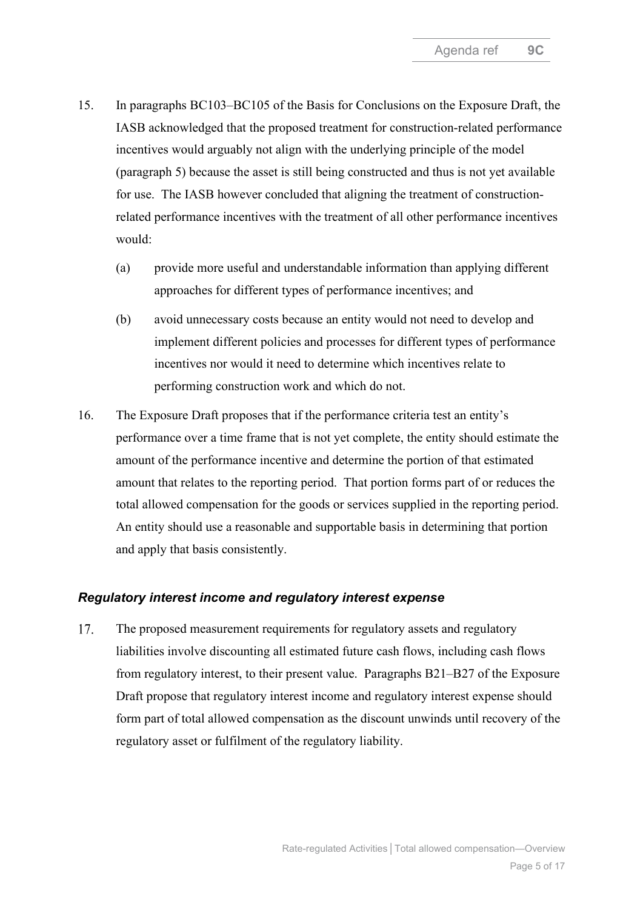15. In paragraphs BC103–BC105 of the Basis for Conclusions on the Exposure Draft, the IASB acknowledged that the proposed treatment for construction-related performance incentives would arguably not align with the underlying principle of the model (paragraph 5) because the asset is still being constructed and thus is not yet available for use. The IASB however concluded that aligning the treatment of construction-related performance incentives with the treatment of all other performance incentives would:

    (a) provide more useful and understandable information than applying different approaches for different types of performance incentives; and

    (b) avoid unnecessary costs because an entity would not need to develop and implement different policies and processes for different types of performance incentives nor would it need to determine which incentives relate to performing construction work and which do not.

16. The Exposure Draft proposes that if the performance criteria test an entity's performance over a time frame that is not yet complete, the entity should estimate the amount of the performance incentive and determine the portion of that estimated amount that relates to the reporting period. That portion forms part of or reduces the total allowed compensation for the goods or services supplied in the reporting period. An entity should use a reasonable and supportable basis in determining that portion and apply that basis consistently.

### *Regulatory interest income and regulatory interest expense*

17. The proposed measurement requirements for regulatory assets and regulatory liabilities involve discounting all estimated future cash flows, including cash flows from regulatory interest, to their present value. Paragraphs B21–B27 of the Exposure Draft propose that regulatory interest income and regulatory interest expense should form part of total allowed compensation as the discount unwinds until recovery of the regulatory asset or fulfilment of the regulatory liability.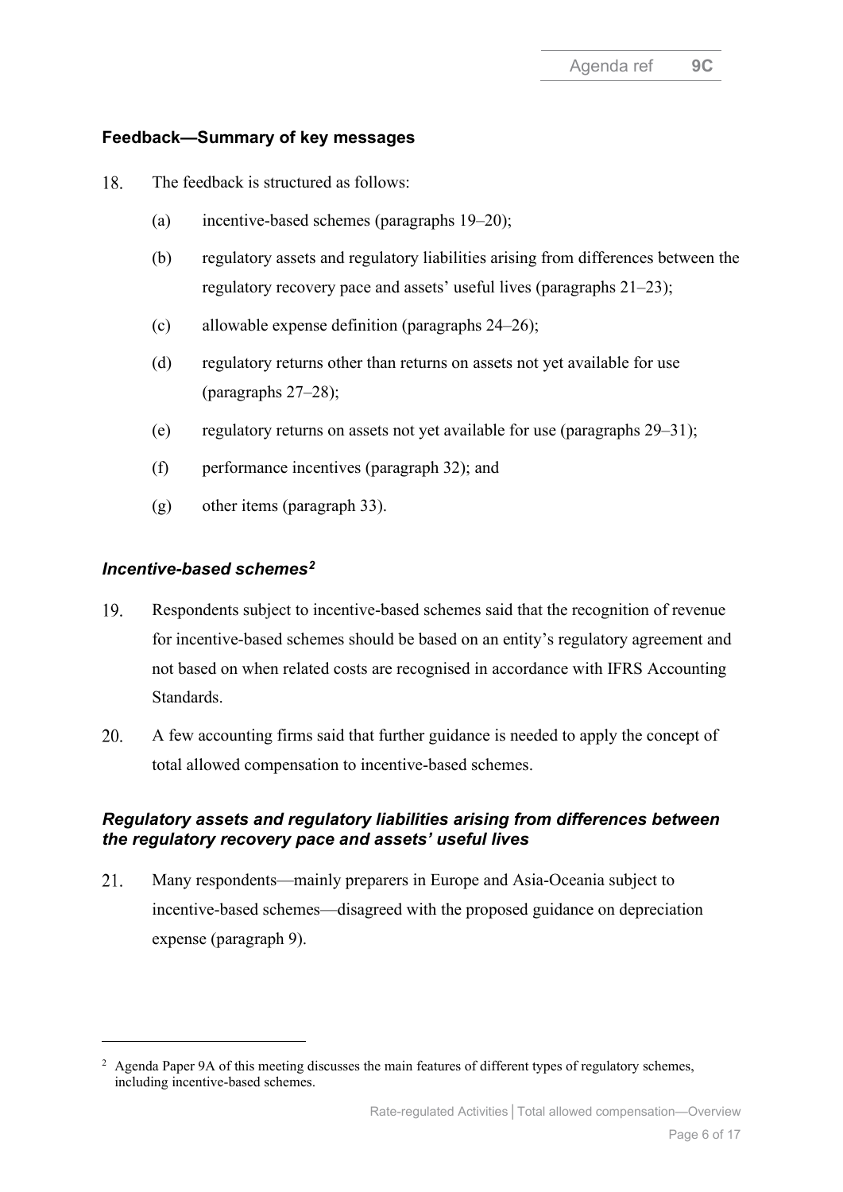## Feedback—Summary of key messages

18. The feedback is structured as follows:

    (a) incentive-based schemes (paragraphs 19–20);

    (b) regulatory assets and regulatory liabilities arising from differences between the regulatory recovery pace and assets' useful lives (paragraphs 21–23);

    (c) allowable expense definition (paragraphs 24–26);

    (d) regulatory returns other than returns on assets not yet available for use (paragraphs 27–28);

    (e) regulatory returns on assets not yet available for use (paragraphs 29–31);

    (f) performance incentives (paragraph 32); and

    (g) other items (paragraph 33).

### *Incentive-based schemes*[2]

19. Respondents subject to incentive-based schemes said that the recognition of revenue for incentive-based schemes should be based on an entity's regulatory agreement and not based on when related costs are recognised in accordance with IFRS Accounting Standards.

20. A few accounting firms said that further guidance is needed to apply the concept of total allowed compensation to incentive-based schemes.

### *Regulatory assets and regulatory liabilities arising from differences between the regulatory recovery pace and assets' useful lives*

21. Many respondents—mainly preparers in Europe and Asia-Oceania subject to incentive-based schemes—disagreed with the proposed guidance on depreciation expense (paragraph 9).

---

[2] Agenda Paper 9A of this meeting discusses the main features of different types of regulatory schemes, including incentive-based schemes.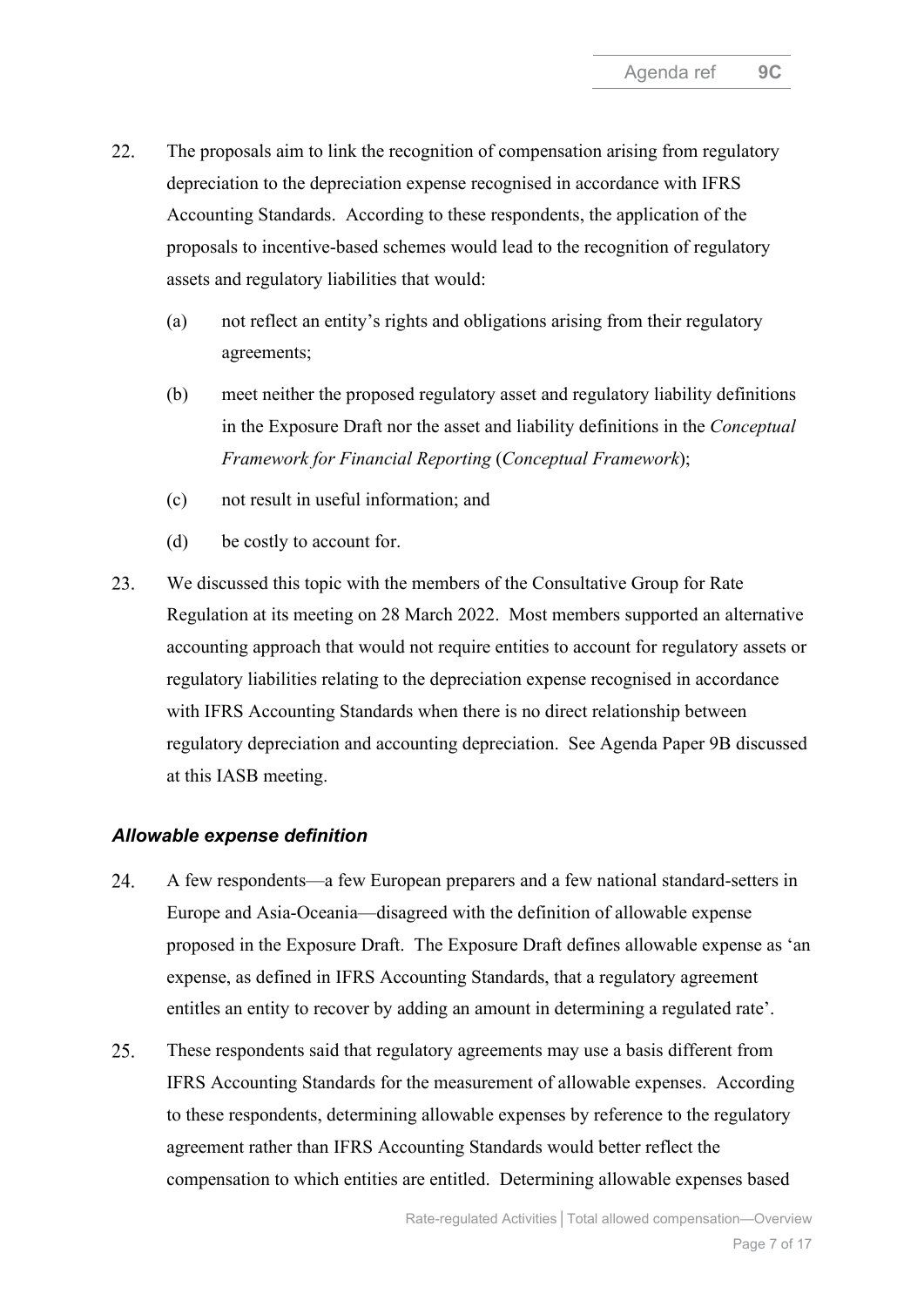22. The proposals aim to link the recognition of compensation arising from regulatory depreciation to the depreciation expense recognised in accordance with IFRS Accounting Standards. According to these respondents, the application of the proposals to incentive-based schemes would lead to the recognition of regulatory assets and regulatory liabilities that would:

    (a) not reflect an entity's rights and obligations arising from their regulatory agreements;

    (b) meet neither the proposed regulatory asset and regulatory liability definitions in the Exposure Draft nor the asset and liability definitions in the *Conceptual Framework for Financial Reporting* (*Conceptual Framework*);

    (c) not result in useful information; and

    (d) be costly to account for.

23. We discussed this topic with the members of the Consultative Group for Rate Regulation at its meeting on 28 March 2022. Most members supported an alternative accounting approach that would not require entities to account for regulatory assets or regulatory liabilities relating to the depreciation expense recognised in accordance with IFRS Accounting Standards when there is no direct relationship between regulatory depreciation and accounting depreciation. See Agenda Paper 9B discussed at this IASB meeting.

### *Allowable expense definition*

24. A few respondents—a few European preparers and a few national standard-setters in Europe and Asia-Oceania—disagreed with the definition of allowable expense proposed in the Exposure Draft. The Exposure Draft defines allowable expense as 'an expense, as defined in IFRS Accounting Standards, that a regulatory agreement entitles an entity to recover by adding an amount in determining a regulated rate'.

25. These respondents said that regulatory agreements may use a basis different from IFRS Accounting Standards for the measurement of allowable expenses. According to these respondents, determining allowable expenses by reference to the regulatory agreement rather than IFRS Accounting Standards would better reflect the compensation to which entities are entitled. Determining allowable expenses based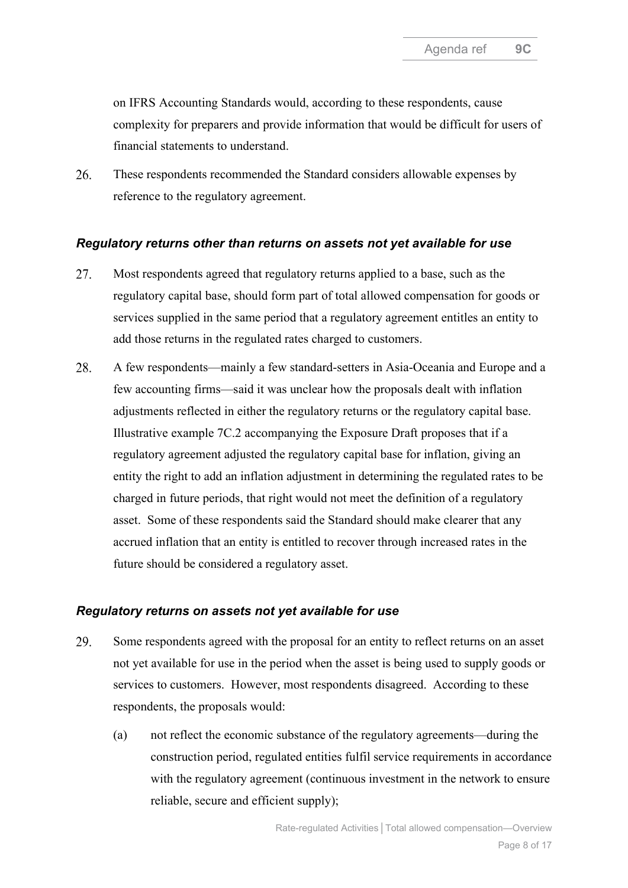on IFRS Accounting Standards would, according to these respondents, cause complexity for preparers and provide information that would be difficult for users of financial statements to understand.

26. These respondents recommended the Standard considers allowable expenses by reference to the regulatory agreement.

### *Regulatory returns other than returns on assets not yet available for use*

27. Most respondents agreed that regulatory returns applied to a base, such as the regulatory capital base, should form part of total allowed compensation for goods or services supplied in the same period that a regulatory agreement entitles an entity to add those returns in the regulated rates charged to customers.

28. A few respondents—mainly a few standard-setters in Asia-Oceania and Europe and a few accounting firms—said it was unclear how the proposals dealt with inflation adjustments reflected in either the regulatory returns or the regulatory capital base. Illustrative example 7C.2 accompanying the Exposure Draft proposes that if a regulatory agreement adjusted the regulatory capital base for inflation, giving an entity the right to add an inflation adjustment in determining the regulated rates to be charged in future periods, that right would not meet the definition of a regulatory asset. Some of these respondents said the Standard should make clearer that any accrued inflation that an entity is entitled to recover through increased rates in the future should be considered a regulatory asset.

### *Regulatory returns on assets not yet available for use*

29. Some respondents agreed with the proposal for an entity to reflect returns on an asset not yet available for use in the period when the asset is being used to supply goods or services to customers. However, most respondents disagreed. According to these respondents, the proposals would:

    (a) not reflect the economic substance of the regulatory agreements—during the construction period, regulated entities fulfil service requirements in accordance with the regulatory agreement (continuous investment in the network to ensure reliable, secure and efficient supply);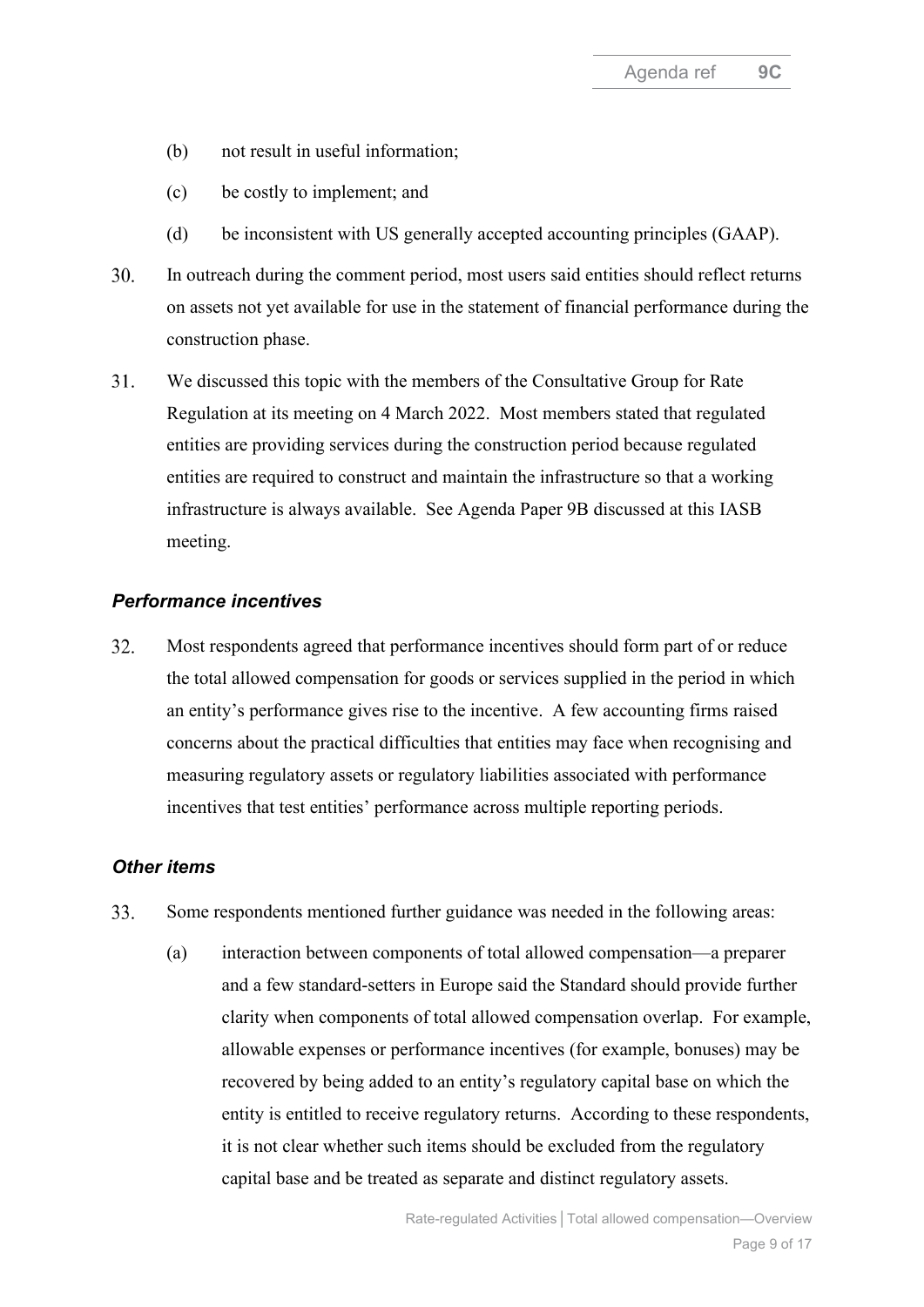(b) not result in useful information;

(c) be costly to implement; and

(d) be inconsistent with US generally accepted accounting principles (GAAP).

30. In outreach during the comment period, most users said entities should reflect returns on assets not yet available for use in the statement of financial performance during the construction phase.

31. We discussed this topic with the members of the Consultative Group for Rate Regulation at its meeting on 4 March 2022. Most members stated that regulated entities are providing services during the construction period because regulated entities are required to construct and maintain the infrastructure so that a working infrastructure is always available. See Agenda Paper 9B discussed at this IASB meeting.

### *Performance incentives*

32. Most respondents agreed that performance incentives should form part of or reduce the total allowed compensation for goods or services supplied in the period in which an entity's performance gives rise to the incentive. A few accounting firms raised concerns about the practical difficulties that entities may face when recognising and measuring regulatory assets or regulatory liabilities associated with performance incentives that test entities' performance across multiple reporting periods.

### *Other items*

33. Some respondents mentioned further guidance was needed in the following areas:

    (a) interaction between components of total allowed compensation—a preparer and a few standard-setters in Europe said the Standard should provide further clarity when components of total allowed compensation overlap. For example, allowable expenses or performance incentives (for example, bonuses) may be recovered by being added to an entity's regulatory capital base on which the entity is entitled to receive regulatory returns. According to these respondents, it is not clear whether such items should be excluded from the regulatory capital base and be treated as separate and distinct regulatory assets.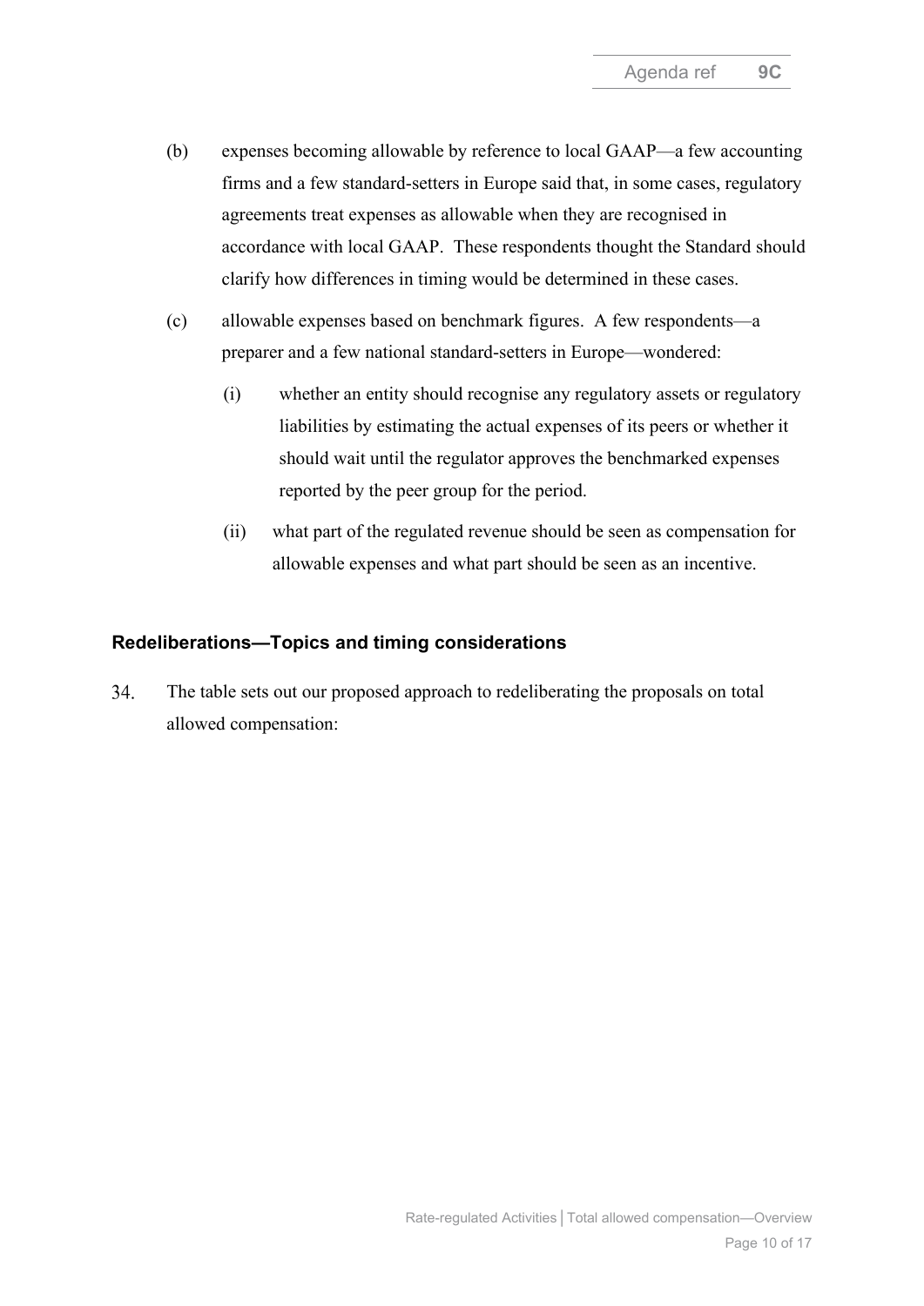(b) expenses becoming allowable by reference to local GAAP—a few accounting firms and a few standard-setters in Europe said that, in some cases, regulatory agreements treat expenses as allowable when they are recognised in accordance with local GAAP. These respondents thought the Standard should clarify how differences in timing would be determined in these cases.

(c) allowable expenses based on benchmark figures. A few respondents—a preparer and a few national standard-setters in Europe—wondered:

   (i) whether an entity should recognise any regulatory assets or regulatory liabilities by estimating the actual expenses of its peers or whether it should wait until the regulator approves the benchmarked expenses reported by the peer group for the period.

   (ii) what part of the regulated revenue should be seen as compensation for allowable expenses and what part should be seen as an incentive.

## Redeliberations—Topics and timing considerations

34. The table sets out our proposed approach to redeliberating the proposals on total allowed compensation: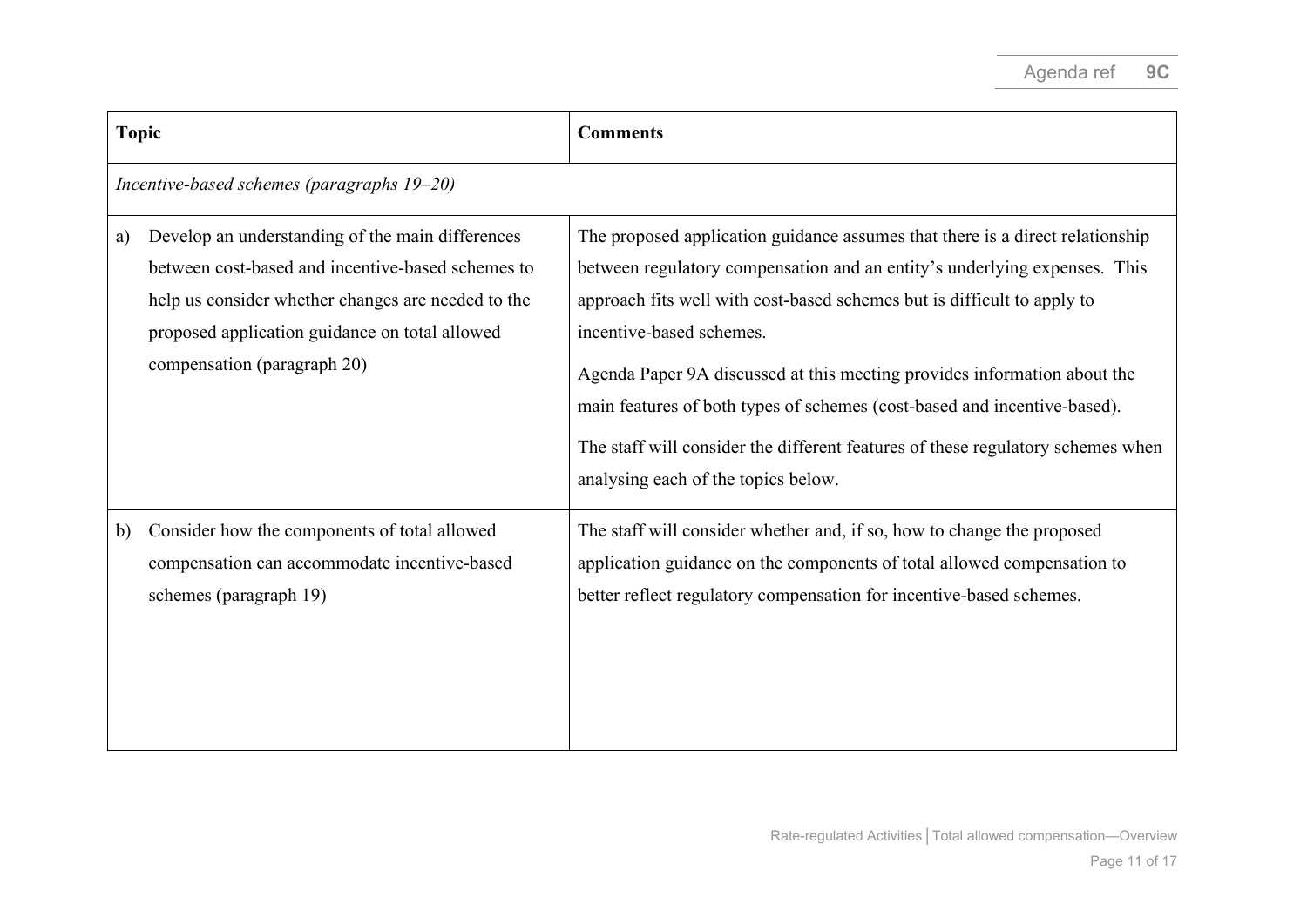| Topic | Comments |
|---|---|
| *Incentive-based schemes (paragraphs 19–20)* | |
| a) Develop an understanding of the main differences between cost-based and incentive-based schemes to help us consider whether changes are needed to the proposed application guidance on total allowed compensation (paragraph 20) | The proposed application guidance assumes that there is a direct relationship between regulatory compensation and an entity's underlying expenses. This approach fits well with cost-based schemes but is difficult to apply to incentive-based schemes.<br><br>Agenda Paper 9A discussed at this meeting provides information about the main features of both types of schemes (cost-based and incentive-based).<br><br>The staff will consider the different features of these regulatory schemes when analysing each of the topics below. |
| b) Consider how the components of total allowed compensation can accommodate incentive-based schemes (paragraph 19) | The staff will consider whether and, if so, how to change the proposed application guidance on the components of total allowed compensation to better reflect regulatory compensation for incentive-based schemes. |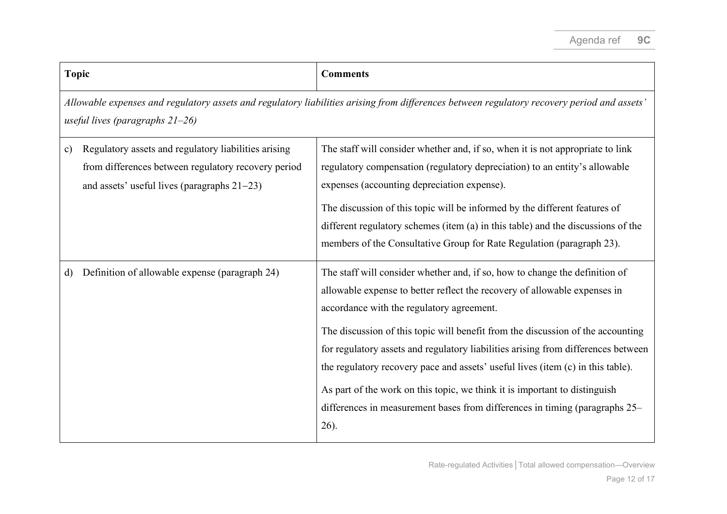| Topic | Comments |
|---|---|
| *Allowable expenses and regulatory assets and regulatory liabilities arising from differences between regulatory recovery period and assets' useful lives (paragraphs 21–26)* | |
| c) Regulatory assets and regulatory liabilities arising from differences between regulatory recovery period and assets' useful lives (paragraphs 21–23) | The staff will consider whether and, if so, when it is not appropriate to link regulatory compensation (regulatory depreciation) to an entity's allowable expenses (accounting depreciation expense).<br><br>The discussion of this topic will be informed by the different features of different regulatory schemes (item (a) in this table) and the discussions of the members of the Consultative Group for Rate Regulation (paragraph 23). |
| d) Definition of allowable expense (paragraph 24) | The staff will consider whether and, if so, how to change the definition of allowable expense to better reflect the recovery of allowable expenses in accordance with the regulatory agreement.<br><br>The discussion of this topic will benefit from the discussion of the accounting for regulatory assets and regulatory liabilities arising from differences between the regulatory recovery pace and assets' useful lives (item (c) in this table).<br><br>As part of the work on this topic, we think it is important to distinguish differences in measurement bases from differences in timing (paragraphs 25–26). |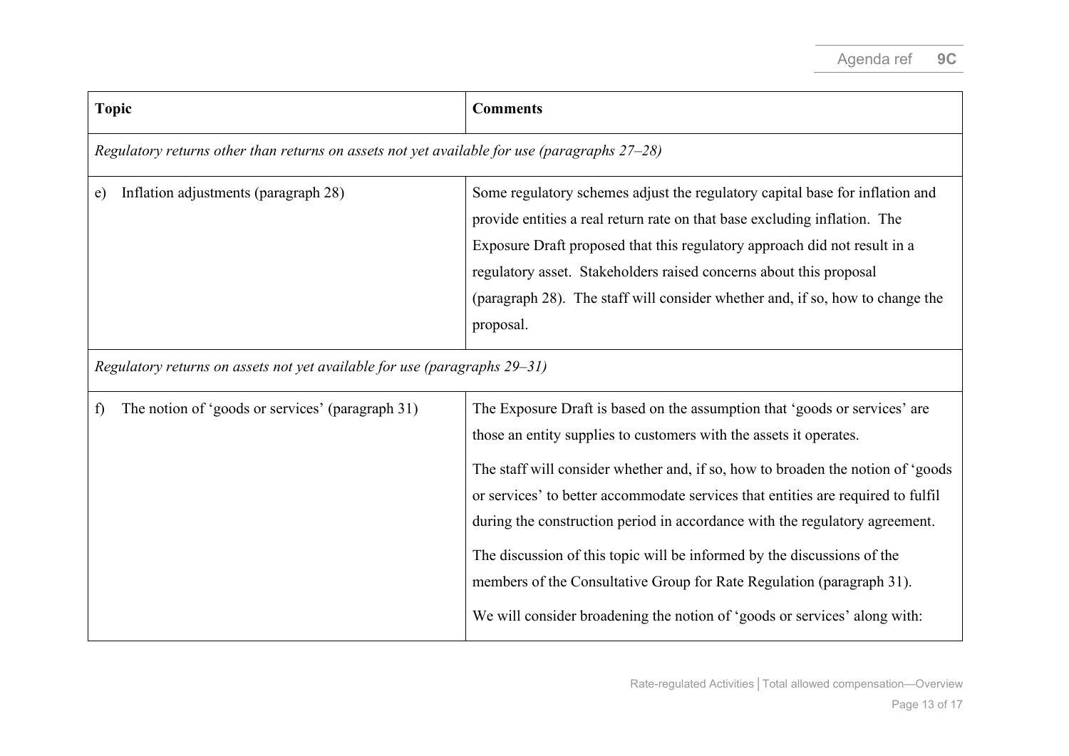| Topic | Comments |
|---|---|
| *Regulatory returns other than returns on assets not yet available for use (paragraphs 27–28)* | |
| e) Inflation adjustments (paragraph 28) | Some regulatory schemes adjust the regulatory capital base for inflation and provide entities a real return rate on that base excluding inflation. The Exposure Draft proposed that this regulatory approach did not result in a regulatory asset. Stakeholders raised concerns about this proposal (paragraph 28). The staff will consider whether and, if so, how to change the proposal. |
| *Regulatory returns on assets not yet available for use (paragraphs 29–31)* | |
| f) The notion of 'goods or services' (paragraph 31) | The Exposure Draft is based on the assumption that 'goods or services' are those an entity supplies to customers with the assets it operates.<br><br>The staff will consider whether and, if so, how to broaden the notion of 'goods or services' to better accommodate services that entities are required to fulfil during the construction period in accordance with the regulatory agreement.<br><br>The discussion of this topic will be informed by the discussions of the members of the Consultative Group for Rate Regulation (paragraph 31).<br><br>We will consider broadening the notion of 'goods or services' along with: |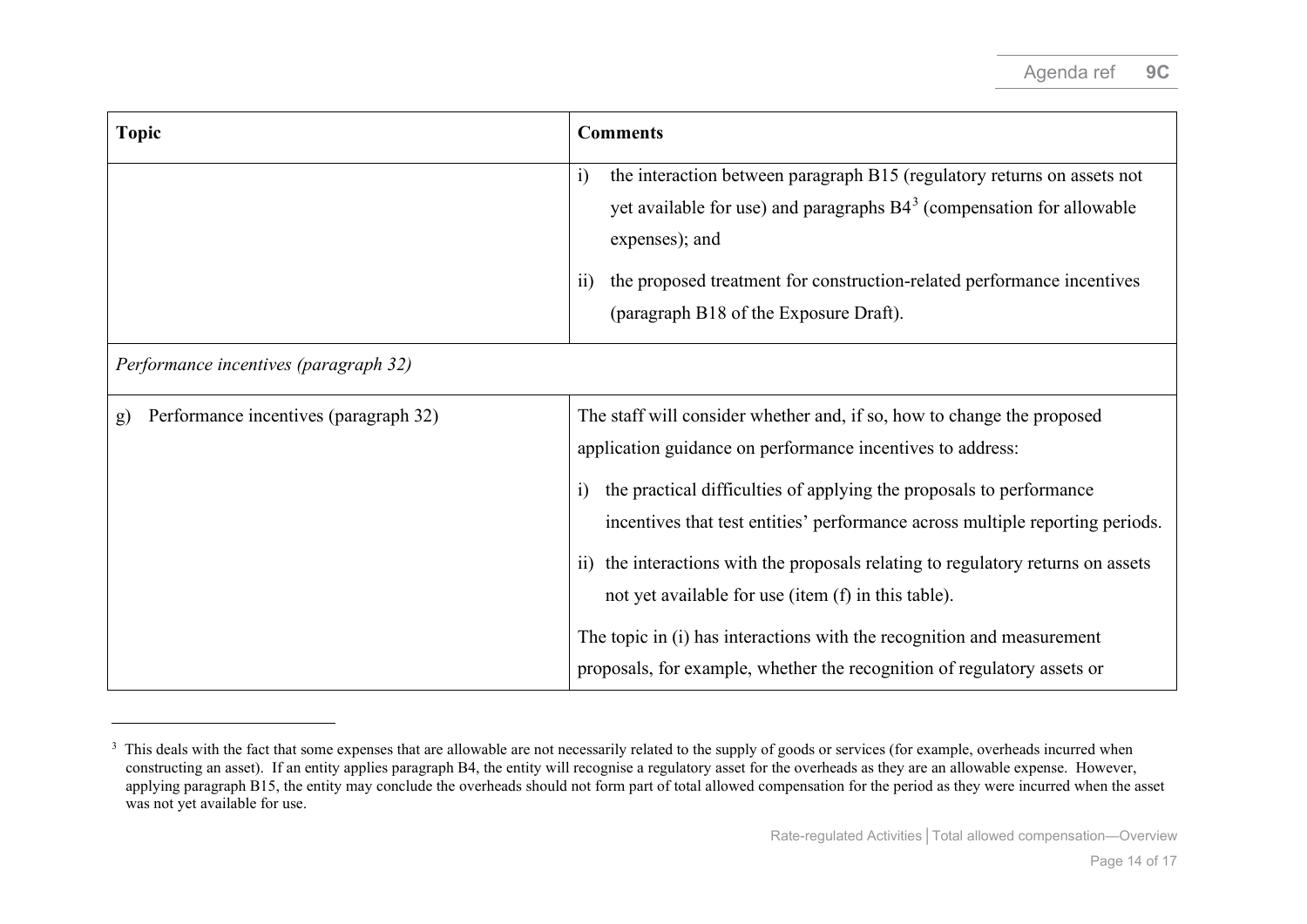| Topic | Comments |
|---|---|
| | i) the interaction between paragraph B15 (regulatory returns on assets not yet available for use) and paragraphs B4[3] (compensation for allowable expenses); and<br><br>ii) the proposed treatment for construction-related performance incentives (paragraph B18 of the Exposure Draft). |
| *Performance incentives (paragraph 32)* | |
| g) Performance incentives (paragraph 32) | The staff will consider whether and, if so, how to change the proposed application guidance on performance incentives to address:<br><br>i) the practical difficulties of applying the proposals to performance incentives that test entities' performance across multiple reporting periods.<br><br>ii) the interactions with the proposals relating to regulatory returns on assets not yet available for use (item (f) in this table).<br><br>The topic in (i) has interactions with the recognition and measurement proposals, for example, whether the recognition of regulatory assets or |

[3] This deals with the fact that some expenses that are allowable are not necessarily related to the supply of goods or services (for example, overheads incurred when constructing an asset). If an entity applies paragraph B4, the entity will recognise a regulatory asset for the overheads as they are an allowable expense. However, applying paragraph B15, the entity may conclude the overheads should not form part of total allowed compensation for the period as they were incurred when the asset was not yet available for use.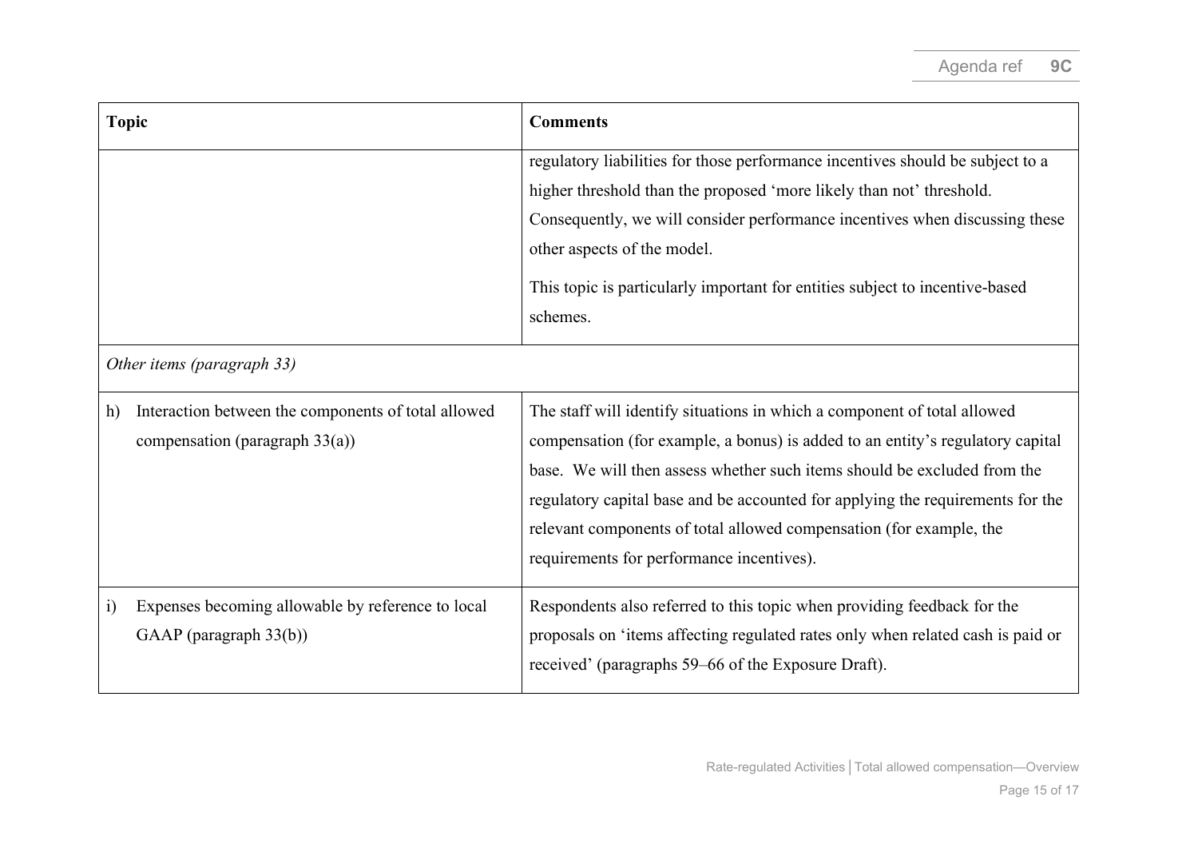| Topic | Comments |
|---|---|
| | regulatory liabilities for those performance incentives should be subject to a higher threshold than the proposed 'more likely than not' threshold. Consequently, we will consider performance incentives when discussing these other aspects of the model.<br><br>This topic is particularly important for entities subject to incentive-based schemes. |
| *Other items (paragraph 33)* | |
| h) Interaction between the components of total allowed compensation (paragraph 33(a)) | The staff will identify situations in which a component of total allowed compensation (for example, a bonus) is added to an entity's regulatory capital base. We will then assess whether such items should be excluded from the regulatory capital base and be accounted for applying the requirements for the relevant components of total allowed compensation (for example, the requirements for performance incentives). |
| i) Expenses becoming allowable by reference to local GAAP (paragraph 33(b)) | Respondents also referred to this topic when providing feedback for the proposals on 'items affecting regulated rates only when related cash is paid or received' (paragraphs 59–66 of the Exposure Draft). |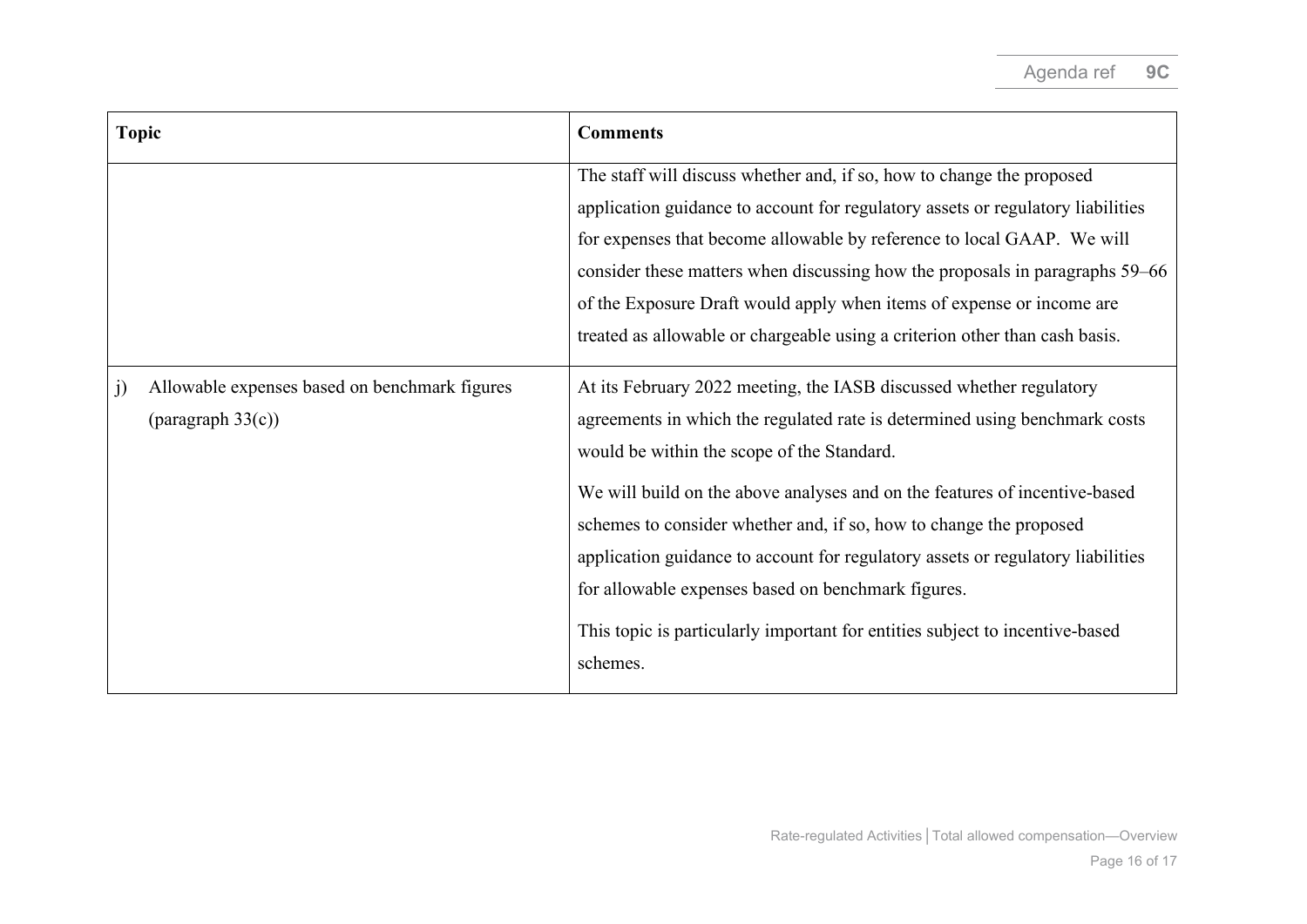| Topic | Comments |
|---|---|
| | The staff will discuss whether and, if so, how to change the proposed application guidance to account for regulatory assets or regulatory liabilities for expenses that become allowable by reference to local GAAP. We will consider these matters when discussing how the proposals in paragraphs 59–66 of the Exposure Draft would apply when items of expense or income are treated as allowable or chargeable using a criterion other than cash basis. |
| j) Allowable expenses based on benchmark figures (paragraph 33(c)) | At its February 2022 meeting, the IASB discussed whether regulatory agreements in which the regulated rate is determined using benchmark costs would be within the scope of the Standard.<br><br>We will build on the above analyses and on the features of incentive-based schemes to consider whether and, if so, how to change the proposed application guidance to account for regulatory assets or regulatory liabilities for allowable expenses based on benchmark figures.<br><br>This topic is particularly important for entities subject to incentive-based schemes. |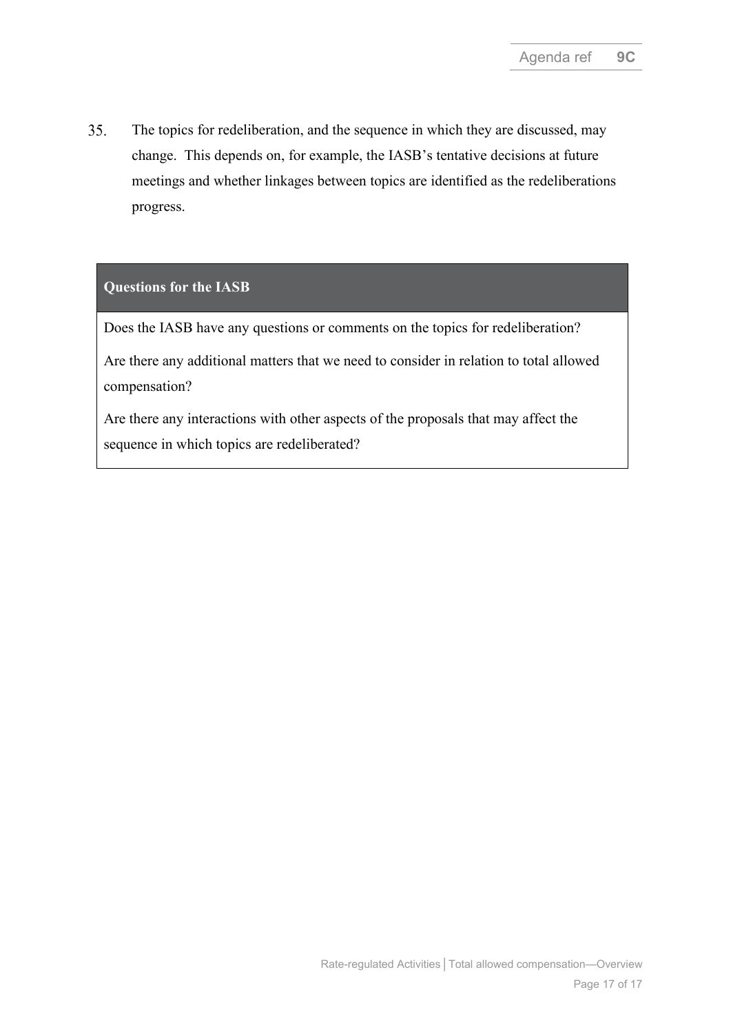35. The topics for redeliberation, and the sequence in which they are discussed, may change. This depends on, for example, the IASB's tentative decisions at future meetings and whether linkages between topics are identified as the redeliberations progress.

**Questions for the IASB**

Does the IASB have any questions or comments on the topics for redeliberation?

Are there any additional matters that we need to consider in relation to total allowed compensation?

Are there any interactions with other aspects of the proposals that may affect the sequence in which topics are redeliberated?